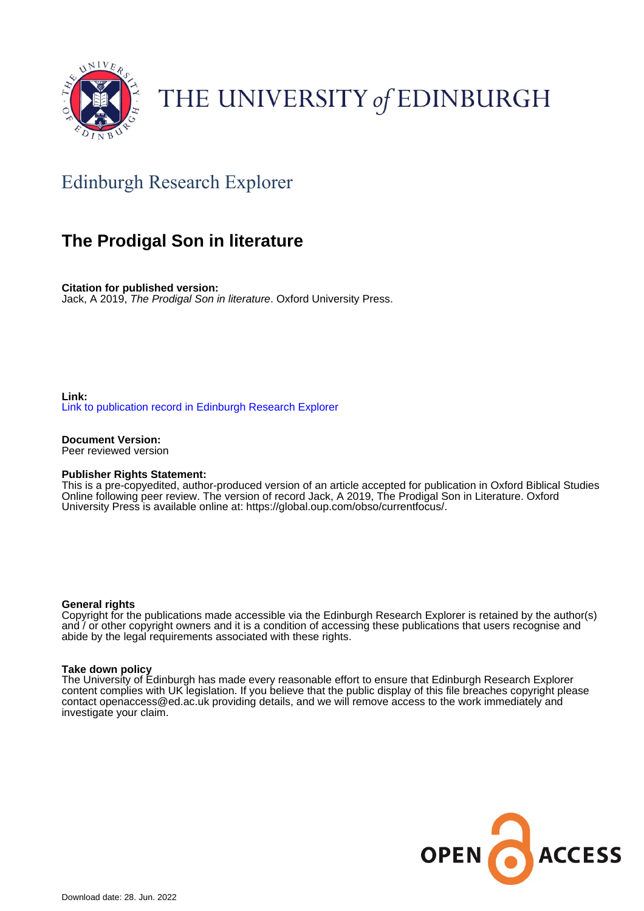THE UNIVERSITY *of* EDINBURGH

Edinburgh Research Explorer

# The Prodigal Son in literature

**Citation for published version:**
Jack, A 2019, *The Prodigal Son in literature*. Oxford University Press.

**Link:**
Link to publication record in Edinburgh Research Explorer

**Document Version:**
Peer reviewed version

**Publisher Rights Statement:**
This is a pre-copyedited, author-produced version of an article accepted for publication in Oxford Biblical Studies Online following peer review. The version of record Jack, A 2019, The Prodigal Son in Literature. Oxford University Press is available online at: https://global.oup.com/obso/currentfocus/.

**General rights**
Copyright for the publications made accessible via the Edinburgh Research Explorer is retained by the author(s) and / or other copyright owners and it is a condition of accessing these publications that users recognise and abide by the legal requirements associated with these rights.

**Take down policy**
The University of Edinburgh has made every reasonable effort to ensure that Edinburgh Research Explorer content complies with UK legislation. If you believe that the public display of this file breaches copyright please contact openaccess@ed.ac.uk providing details, and we will remove access to the work immediately and investigate your claim.

Download date: 28. Jun. 2022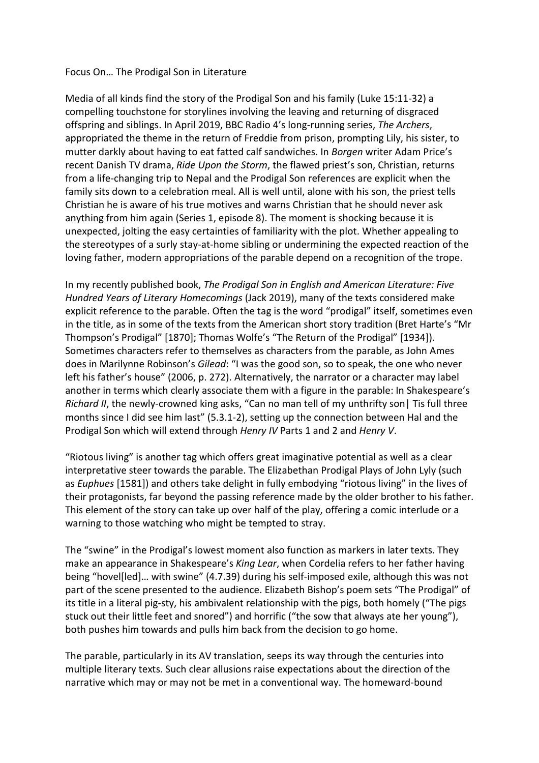Focus On… The Prodigal Son in Literature

Media of all kinds find the story of the Prodigal Son and his family (Luke 15:11-32) a compelling touchstone for storylines involving the leaving and returning of disgraced offspring and siblings. In April 2019, BBC Radio 4's long-running series, *The Archers*, appropriated the theme in the return of Freddie from prison, prompting Lily, his sister, to mutter darkly about having to eat fatted calf sandwiches. In *Borgen* writer Adam Price's recent Danish TV drama, *Ride Upon the Storm*, the flawed priest's son, Christian, returns from a life-changing trip to Nepal and the Prodigal Son references are explicit when the family sits down to a celebration meal. All is well until, alone with his son, the priest tells Christian he is aware of his true motives and warns Christian that he should never ask anything from him again (Series 1, episode 8). The moment is shocking because it is unexpected, jolting the easy certainties of familiarity with the plot. Whether appealing to the stereotypes of a surly stay-at-home sibling or undermining the expected reaction of the loving father, modern appropriations of the parable depend on a recognition of the trope.

In my recently published book, *The Prodigal Son in English and American Literature: Five Hundred Years of Literary Homecomings* (Jack 2019), many of the texts considered make explicit reference to the parable. Often the tag is the word "prodigal" itself, sometimes even in the title, as in some of the texts from the American short story tradition (Bret Harte's "Mr Thompson's Prodigal" [1870]; Thomas Wolfe's "The Return of the Prodigal" [1934]). Sometimes characters refer to themselves as characters from the parable, as John Ames does in Marilynne Robinson's *Gilead*: "I was the good son, so to speak, the one who never left his father's house" (2006, p. 272). Alternatively, the narrator or a character may label another in terms which clearly associate them with a figure in the parable: In Shakespeare's *Richard II*, the newly-crowned king asks, "Can no man tell of my unthrifty son| Tis full three months since I did see him last" (5.3.1-2), setting up the connection between Hal and the Prodigal Son which will extend through *Henry IV* Parts 1 and 2 and *Henry V*.

"Riotous living" is another tag which offers great imaginative potential as well as a clear interpretative steer towards the parable. The Elizabethan Prodigal Plays of John Lyly (such as *Euphues* [1581]) and others take delight in fully embodying "riotous living" in the lives of their protagonists, far beyond the passing reference made by the older brother to his father. This element of the story can take up over half of the play, offering a comic interlude or a warning to those watching who might be tempted to stray.

The "swine" in the Prodigal's lowest moment also function as markers in later texts. They make an appearance in Shakespeare's *King Lear*, when Cordelia refers to her father having being "hovel[led]… with swine" (4.7.39) during his self-imposed exile, although this was not part of the scene presented to the audience. Elizabeth Bishop's poem sets "The Prodigal" of its title in a literal pig-sty, his ambivalent relationship with the pigs, both homely ("The pigs stuck out their little feet and snored") and horrific ("the sow that always ate her young"), both pushes him towards and pulls him back from the decision to go home.

The parable, particularly in its AV translation, seeps its way through the centuries into multiple literary texts. Such clear allusions raise expectations about the direction of the narrative which may or may not be met in a conventional way. The homeward-bound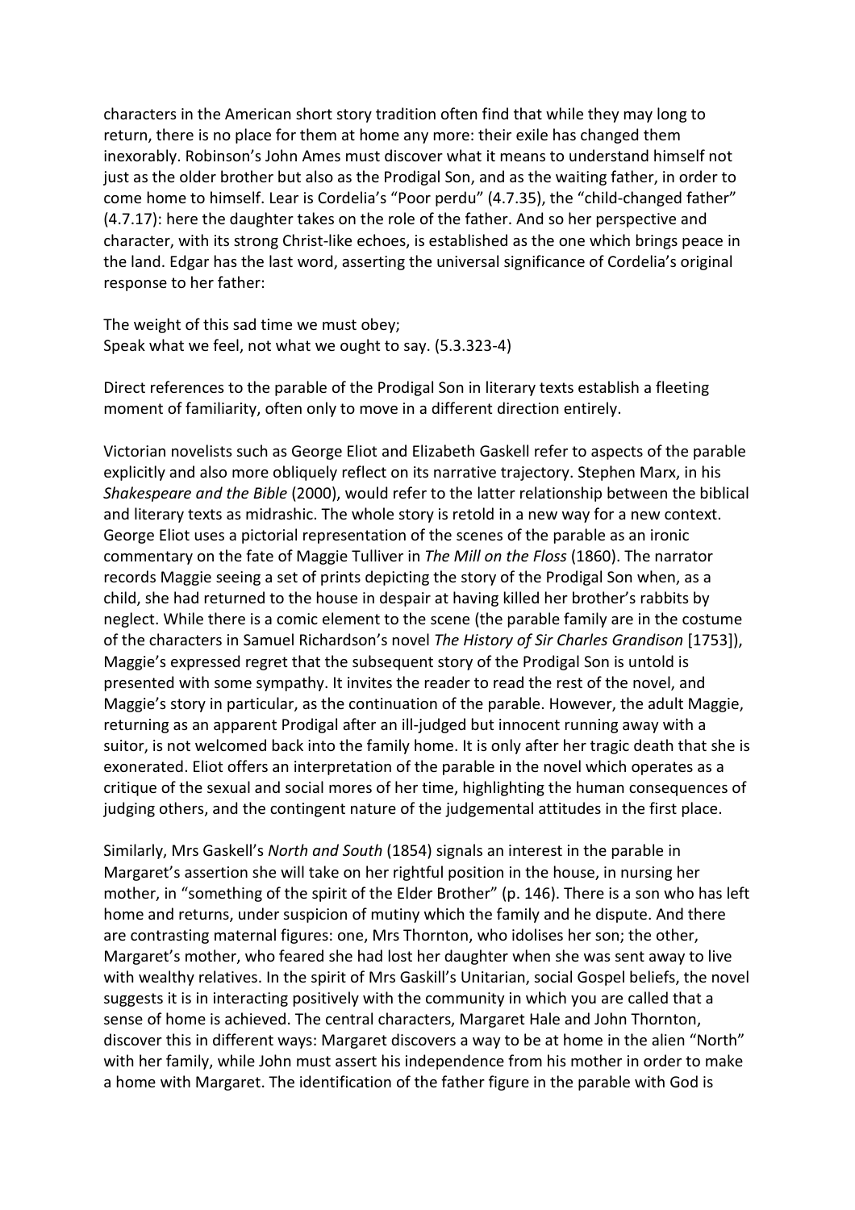characters in the American short story tradition often find that while they may long to return, there is no place for them at home any more: their exile has changed them inexorably. Robinson's John Ames must discover what it means to understand himself not just as the older brother but also as the Prodigal Son, and as the waiting father, in order to come home to himself. Lear is Cordelia's "Poor perdu" (4.7.35), the "child-changed father" (4.7.17): here the daughter takes on the role of the father. And so her perspective and character, with its strong Christ-like echoes, is established as the one which brings peace in the land. Edgar has the last word, asserting the universal significance of Cordelia's original response to her father:

The weight of this sad time we must obey;
Speak what we feel, not what we ought to say. (5.3.323-4)

Direct references to the parable of the Prodigal Son in literary texts establish a fleeting moment of familiarity, often only to move in a different direction entirely.

Victorian novelists such as George Eliot and Elizabeth Gaskell refer to aspects of the parable explicitly and also more obliquely reflect on its narrative trajectory. Stephen Marx, in his *Shakespeare and the Bible* (2000), would refer to the latter relationship between the biblical and literary texts as midrashic. The whole story is retold in a new way for a new context. George Eliot uses a pictorial representation of the scenes of the parable as an ironic commentary on the fate of Maggie Tulliver in *The Mill on the Floss* (1860). The narrator records Maggie seeing a set of prints depicting the story of the Prodigal Son when, as a child, she had returned to the house in despair at having killed her brother's rabbits by neglect. While there is a comic element to the scene (the parable family are in the costume of the characters in Samuel Richardson's novel *The History of Sir Charles Grandison* [1753]), Maggie's expressed regret that the subsequent story of the Prodigal Son is untold is presented with some sympathy. It invites the reader to read the rest of the novel, and Maggie's story in particular, as the continuation of the parable. However, the adult Maggie, returning as an apparent Prodigal after an ill-judged but innocent running away with a suitor, is not welcomed back into the family home. It is only after her tragic death that she is exonerated. Eliot offers an interpretation of the parable in the novel which operates as a critique of the sexual and social mores of her time, highlighting the human consequences of judging others, and the contingent nature of the judgemental attitudes in the first place.

Similarly, Mrs Gaskell's *North and South* (1854) signals an interest in the parable in Margaret's assertion she will take on her rightful position in the house, in nursing her mother, in "something of the spirit of the Elder Brother" (p. 146). There is a son who has left home and returns, under suspicion of mutiny which the family and he dispute. And there are contrasting maternal figures: one, Mrs Thornton, who idolises her son; the other, Margaret's mother, who feared she had lost her daughter when she was sent away to live with wealthy relatives. In the spirit of Mrs Gaskill's Unitarian, social Gospel beliefs, the novel suggests it is in interacting positively with the community in which you are called that a sense of home is achieved. The central characters, Margaret Hale and John Thornton, discover this in different ways: Margaret discovers a way to be at home in the alien "North" with her family, while John must assert his independence from his mother in order to make a home with Margaret. The identification of the father figure in the parable with God is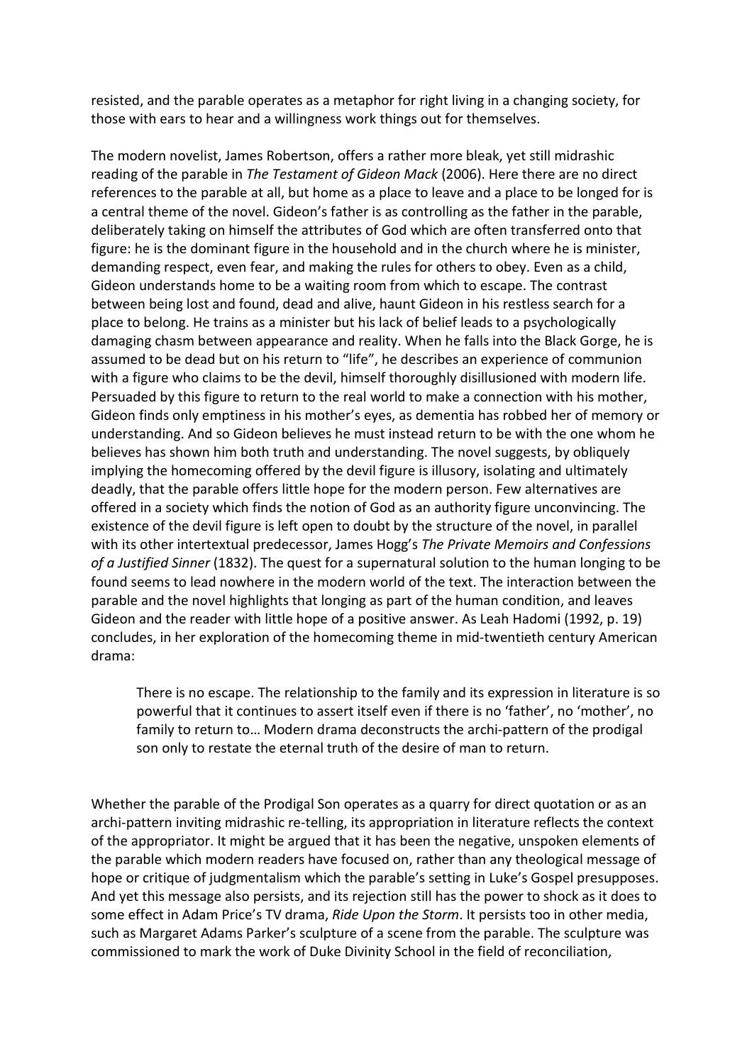resisted, and the parable operates as a metaphor for right living in a changing society, for those with ears to hear and a willingness work things out for themselves.

The modern novelist, James Robertson, offers a rather more bleak, yet still midrashic reading of the parable in *The Testament of Gideon Mack* (2006). Here there are no direct references to the parable at all, but home as a place to leave and a place to be longed for is a central theme of the novel. Gideon's father is as controlling as the father in the parable, deliberately taking on himself the attributes of God which are often transferred onto that figure: he is the dominant figure in the household and in the church where he is minister, demanding respect, even fear, and making the rules for others to obey. Even as a child, Gideon understands home to be a waiting room from which to escape. The contrast between being lost and found, dead and alive, haunt Gideon in his restless search for a place to belong. He trains as a minister but his lack of belief leads to a psychologically damaging chasm between appearance and reality. When he falls into the Black Gorge, he is assumed to be dead but on his return to "life", he describes an experience of communion with a figure who claims to be the devil, himself thoroughly disillusioned with modern life. Persuaded by this figure to return to the real world to make a connection with his mother, Gideon finds only emptiness in his mother's eyes, as dementia has robbed her of memory or understanding. And so Gideon believes he must instead return to be with the one whom he believes has shown him both truth and understanding. The novel suggests, by obliquely implying the homecoming offered by the devil figure is illusory, isolating and ultimately deadly, that the parable offers little hope for the modern person. Few alternatives are offered in a society which finds the notion of God as an authority figure unconvincing. The existence of the devil figure is left open to doubt by the structure of the novel, in parallel with its other intertextual predecessor, James Hogg's *The Private Memoirs and Confessions of a Justified Sinner* (1832). The quest for a supernatural solution to the human longing to be found seems to lead nowhere in the modern world of the text. The interaction between the parable and the novel highlights that longing as part of the human condition, and leaves Gideon and the reader with little hope of a positive answer. As Leah Hadomi (1992, p. 19) concludes, in her exploration of the homecoming theme in mid-twentieth century American drama:

> There is no escape. The relationship to the family and its expression in literature is so powerful that it continues to assert itself even if there is no 'father', no 'mother', no family to return to… Modern drama deconstructs the archi-pattern of the prodigal son only to restate the eternal truth of the desire of man to return.

Whether the parable of the Prodigal Son operates as a quarry for direct quotation or as an archi-pattern inviting midrashic re-telling, its appropriation in literature reflects the context of the appropriator. It might be argued that it has been the negative, unspoken elements of the parable which modern readers have focused on, rather than any theological message of hope or critique of judgmentalism which the parable's setting in Luke's Gospel presupposes. And yet this message also persists, and its rejection still has the power to shock as it does to some effect in Adam Price's TV drama, *Ride Upon the Storm*. It persists too in other media, such as Margaret Adams Parker's sculpture of a scene from the parable. The sculpture was commissioned to mark the work of Duke Divinity School in the field of reconciliation,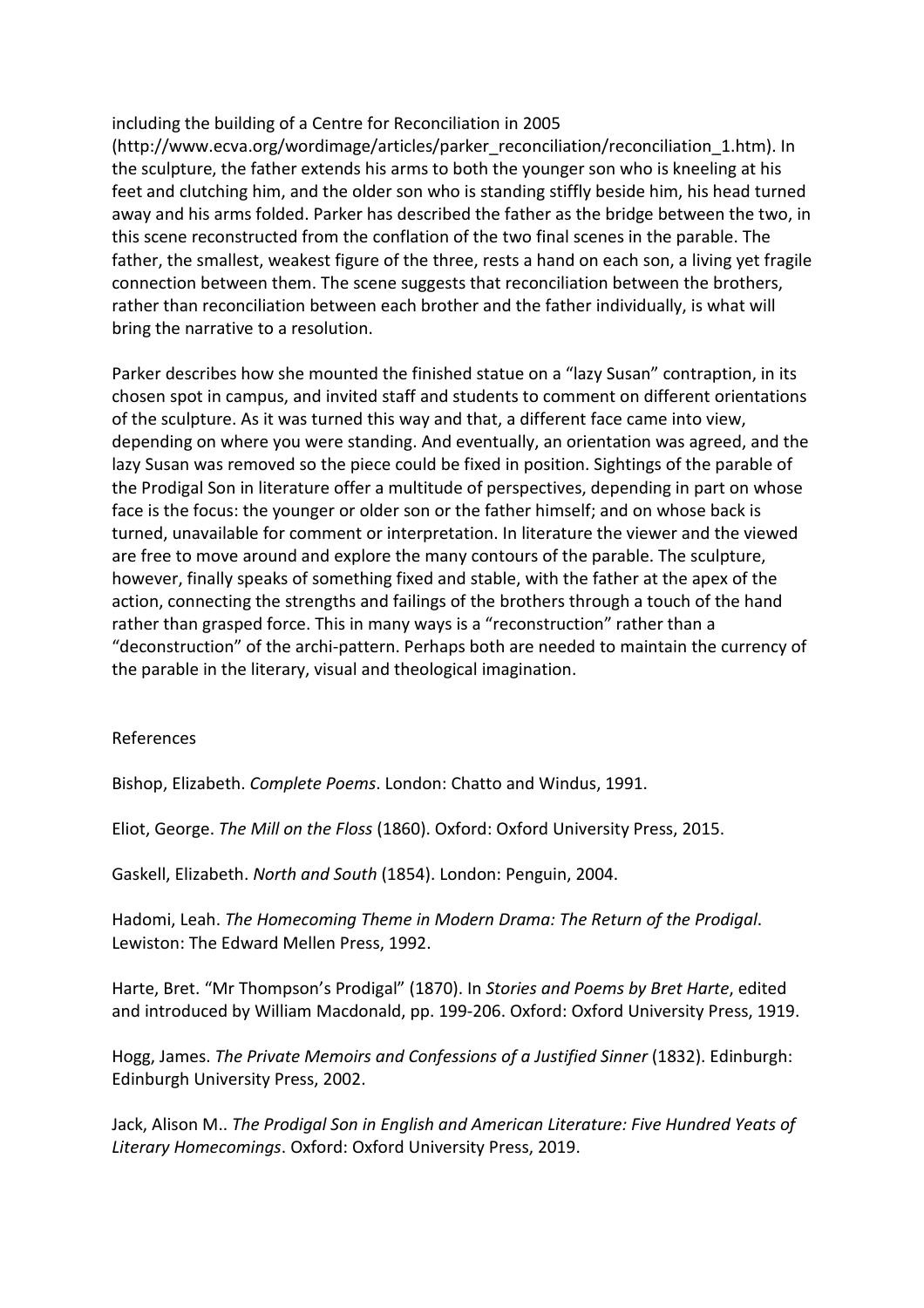including the building of a Centre for Reconciliation in 2005 (http://www.ecva.org/wordimage/articles/parker_reconciliation/reconciliation_1.htm). In the sculpture, the father extends his arms to both the younger son who is kneeling at his feet and clutching him, and the older son who is standing stiffly beside him, his head turned away and his arms folded. Parker has described the father as the bridge between the two, in this scene reconstructed from the conflation of the two final scenes in the parable. The father, the smallest, weakest figure of the three, rests a hand on each son, a living yet fragile connection between them. The scene suggests that reconciliation between the brothers, rather than reconciliation between each brother and the father individually, is what will bring the narrative to a resolution.

Parker describes how she mounted the finished statue on a "lazy Susan" contraption, in its chosen spot in campus, and invited staff and students to comment on different orientations of the sculpture. As it was turned this way and that, a different face came into view, depending on where you were standing. And eventually, an orientation was agreed, and the lazy Susan was removed so the piece could be fixed in position. Sightings of the parable of the Prodigal Son in literature offer a multitude of perspectives, depending in part on whose face is the focus: the younger or older son or the father himself; and on whose back is turned, unavailable for comment or interpretation. In literature the viewer and the viewed are free to move around and explore the many contours of the parable. The sculpture, however, finally speaks of something fixed and stable, with the father at the apex of the action, connecting the strengths and failings of the brothers through a touch of the hand rather than grasped force. This in many ways is a "reconstruction" rather than a "deconstruction" of the archi-pattern. Perhaps both are needed to maintain the currency of the parable in the literary, visual and theological imagination.

## References

Bishop, Elizabeth. *Complete Poems*. London: Chatto and Windus, 1991.

Eliot, George. *The Mill on the Floss* (1860). Oxford: Oxford University Press, 2015.

Gaskell, Elizabeth. *North and South* (1854). London: Penguin, 2004.

Hadomi, Leah. *The Homecoming Theme in Modern Drama: The Return of the Prodigal*. Lewiston: The Edward Mellen Press, 1992.

Harte, Bret. "Mr Thompson's Prodigal" (1870). In *Stories and Poems by Bret Harte*, edited and introduced by William Macdonald, pp. 199-206. Oxford: Oxford University Press, 1919.

Hogg, James. *The Private Memoirs and Confessions of a Justified Sinner* (1832). Edinburgh: Edinburgh University Press, 2002.

Jack, Alison M.. *The Prodigal Son in English and American Literature: Five Hundred Yeats of Literary Homecomings*. Oxford: Oxford University Press, 2019.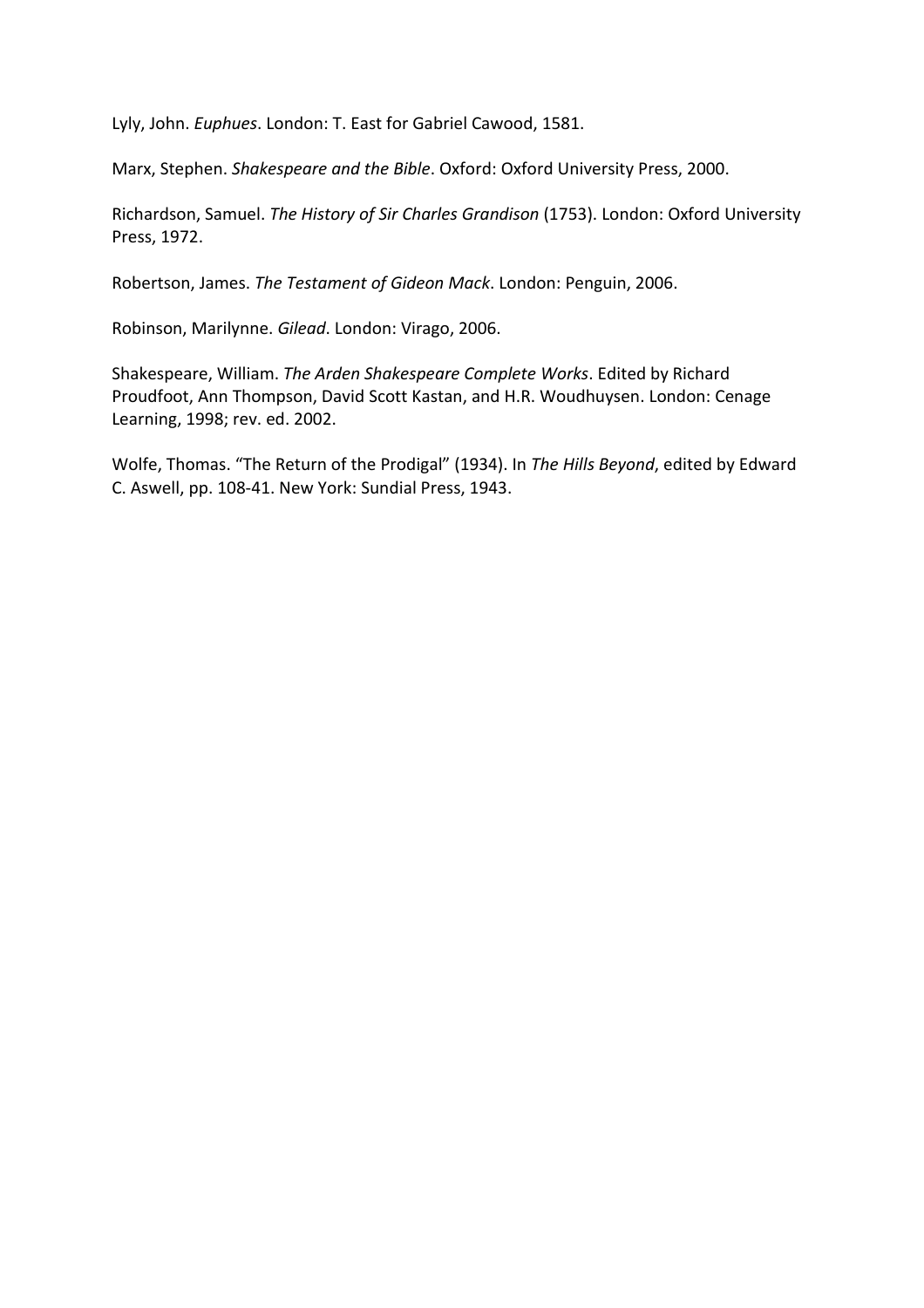Lyly, John. *Euphues*. London: T. East for Gabriel Cawood, 1581.

Marx, Stephen. *Shakespeare and the Bible*. Oxford: Oxford University Press, 2000.

Richardson, Samuel. *The History of Sir Charles Grandison* (1753). London: Oxford University Press, 1972.

Robertson, James. *The Testament of Gideon Mack*. London: Penguin, 2006.

Robinson, Marilynne. *Gilead*. London: Virago, 2006.

Shakespeare, William. *The Arden Shakespeare Complete Works*. Edited by Richard Proudfoot, Ann Thompson, David Scott Kastan, and H.R. Woudhuysen. London: Cenage Learning, 1998; rev. ed. 2002.

Wolfe, Thomas. "The Return of the Prodigal" (1934). In *The Hills Beyond*, edited by Edward C. Aswell, pp. 108-41. New York: Sundial Press, 1943.